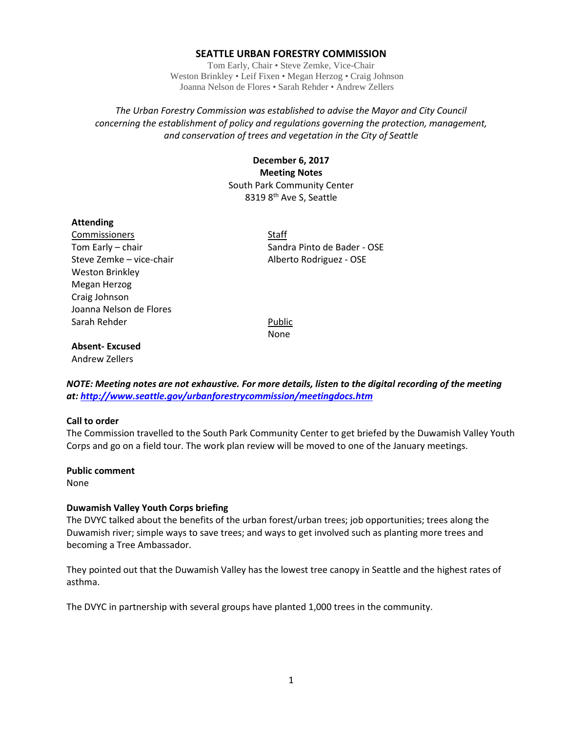# SEATTLE URBAN FORESTRY COMMISSION

Tom Early, Chair • Steve Zemke, Vice-Chair
Weston Brinkley • Leif Fixen • Megan Herzog • Craig Johnson
Joanna Nelson de Flores • Sarah Rehder • Andrew Zellers

*The Urban Forestry Commission was established to advise the Mayor and City Council concerning the establishment of policy and regulations governing the protection, management, and conservation of trees and vegetation in the City of Seattle*

**December 6, 2017**
**Meeting Notes**
South Park Community Center
8319 8th Ave S, Seattle

**Attending**

Commissioners
Tom Early – chair
Steve Zemke – vice-chair
Weston Brinkley
Megan Herzog
Craig Johnson
Joanna Nelson de Flores
Sarah Rehder

Staff
Sandra Pinto de Bader - OSE
Alberto Rodriguez - OSE

Public
None

**Absent- Excused**
Andrew Zellers

***NOTE: Meeting notes are not exhaustive. For more details, listen to the digital recording of the meeting at: http://www.seattle.gov/urbanforestrycommission/meetingdocs.htm***

**Call to order**
The Commission travelled to the South Park Community Center to get briefed by the Duwamish Valley Youth Corps and go on a field tour. The work plan review will be moved to one of the January meetings.

**Public comment**
None

**Duwamish Valley Youth Corps briefing**
The DVYC talked about the benefits of the urban forest/urban trees; job opportunities; trees along the Duwamish river; simple ways to save trees; and ways to get involved such as planting more trees and becoming a Tree Ambassador.

They pointed out that the Duwamish Valley has the lowest tree canopy in Seattle and the highest rates of asthma.

The DVYC in partnership with several groups have planted 1,000 trees in the community.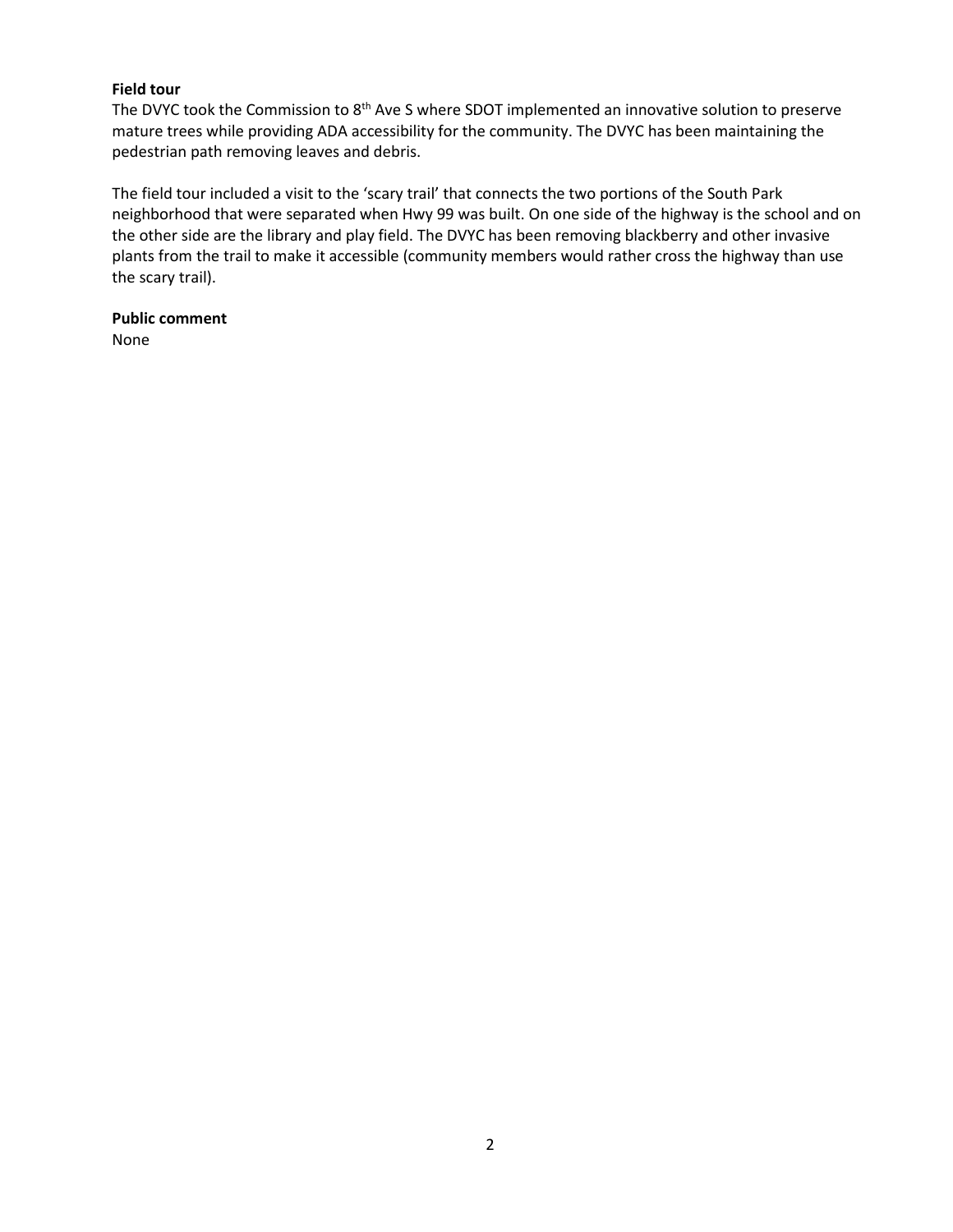**Field tour**

The DVYC took the Commission to 8th Ave S where SDOT implemented an innovative solution to preserve mature trees while providing ADA accessibility for the community. The DVYC has been maintaining the pedestrian path removing leaves and debris.

The field tour included a visit to the 'scary trail' that connects the two portions of the South Park neighborhood that were separated when Hwy 99 was built. On one side of the highway is the school and on the other side are the library and play field. The DVYC has been removing blackberry and other invasive plants from the trail to make it accessible (community members would rather cross the highway than use the scary trail).

**Public comment**

None